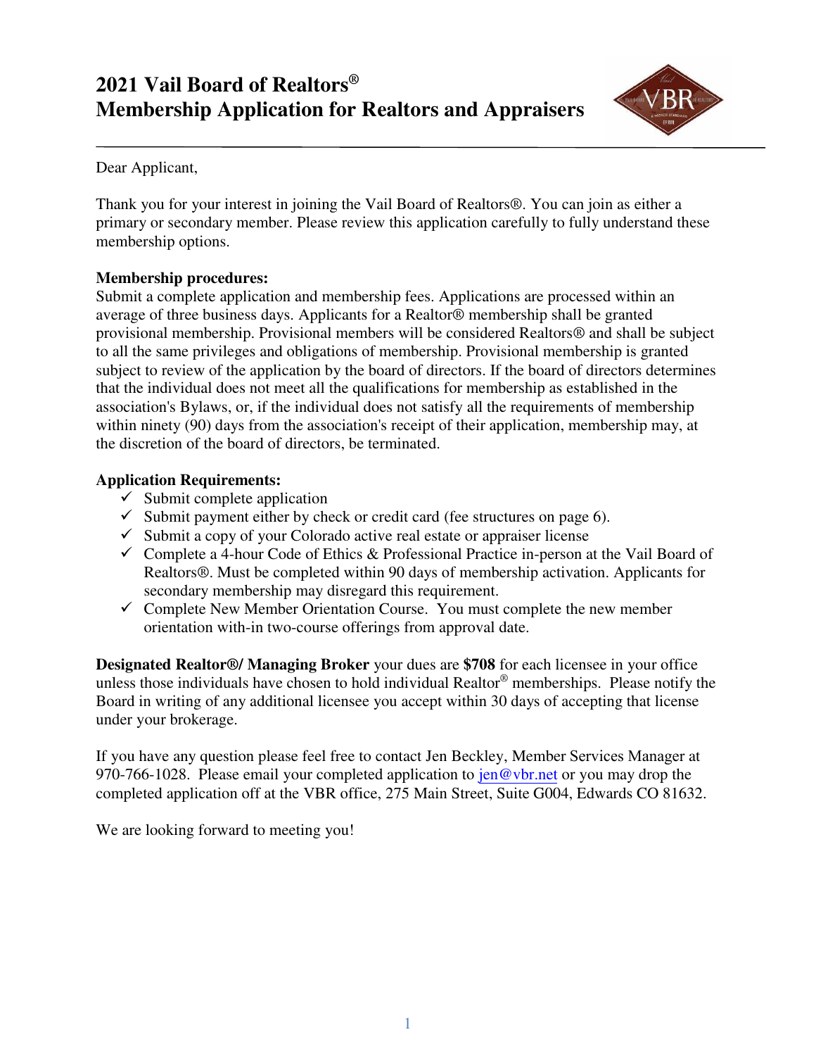# 2021 Vail Board of Realtors®
# Membership Application for Realtors and Appraisers

Dear Applicant,

Thank you for your interest in joining the Vail Board of Realtors®. You can join as either a primary or secondary member. Please review this application carefully to fully understand these membership options.

**Membership procedures:**
Submit a complete application and membership fees. Applications are processed within an average of three business days. Applicants for a Realtor® membership shall be granted provisional membership. Provisional members will be considered Realtors® and shall be subject to all the same privileges and obligations of membership. Provisional membership is granted subject to review of the application by the board of directors. If the board of directors determines that the individual does not meet all the qualifications for membership as established in the association's Bylaws, or, if the individual does not satisfy all the requirements of membership within ninety (90) days from the association's receipt of their application, membership may, at the discretion of the board of directors, be terminated.

**Application Requirements:**

- ✓ Submit complete application
- ✓ Submit payment either by check or credit card (fee structures on page 6).
- ✓ Submit a copy of your Colorado active real estate or appraiser license
- ✓ Complete a 4-hour Code of Ethics & Professional Practice in-person at the Vail Board of Realtors®. Must be completed within 90 days of membership activation. Applicants for secondary membership may disregard this requirement.
- ✓ Complete New Member Orientation Course. You must complete the new member orientation with-in two-course offerings from approval date.

**Designated Realtor®/ Managing Broker** your dues are **$708** for each licensee in your office unless those individuals have chosen to hold individual Realtor® memberships. Please notify the Board in writing of any additional licensee you accept within 30 days of accepting that license under your brokerage.

If you have any question please feel free to contact Jen Beckley, Member Services Manager at 970-766-1028. Please email your completed application to jen@vbr.net or you may drop the completed application off at the VBR office, 275 Main Street, Suite G004, Edwards CO 81632.

We are looking forward to meeting you!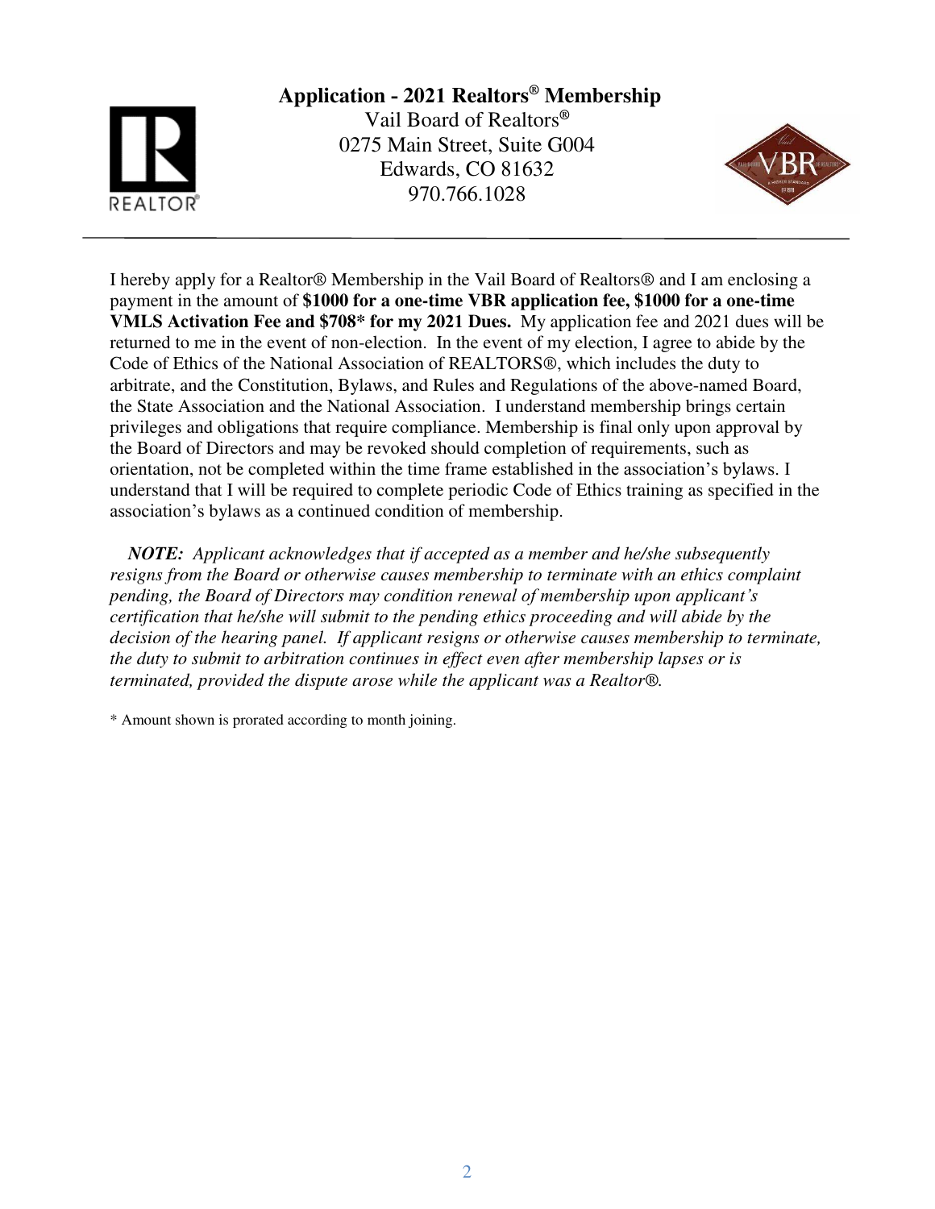# Application - 2021 Realtors® Membership

Vail Board of Realtors®
0275 Main Street, Suite G004
Edwards, CO 81632
970.766.1028

---

I hereby apply for a Realtor® Membership in the Vail Board of Realtors® and I am enclosing a payment in the amount of **$1000 for a one-time VBR application fee, $1000 for a one-time VMLS Activation Fee and $708* for my 2021 Dues.** My application fee and 2021 dues will be returned to me in the event of non-election. In the event of my election, I agree to abide by the Code of Ethics of the National Association of REALTORS®, which includes the duty to arbitrate, and the Constitution, Bylaws, and Rules and Regulations of the above-named Board, the State Association and the National Association. I understand membership brings certain privileges and obligations that require compliance. Membership is final only upon approval by the Board of Directors and may be revoked should completion of requirements, such as orientation, not be completed within the time frame established in the association's bylaws. I understand that I will be required to complete periodic Code of Ethics training as specified in the association's bylaws as a continued condition of membership.

***NOTE:*** *Applicant acknowledges that if accepted as a member and he/she subsequently resigns from the Board or otherwise causes membership to terminate with an ethics complaint pending, the Board of Directors may condition renewal of membership upon applicant's certification that he/she will submit to the pending ethics proceeding and will abide by the decision of the hearing panel. If applicant resigns or otherwise causes membership to terminate, the duty to submit to arbitration continues in effect even after membership lapses or is terminated, provided the dispute arose while the applicant was a Realtor®.*

* Amount shown is prorated according to month joining.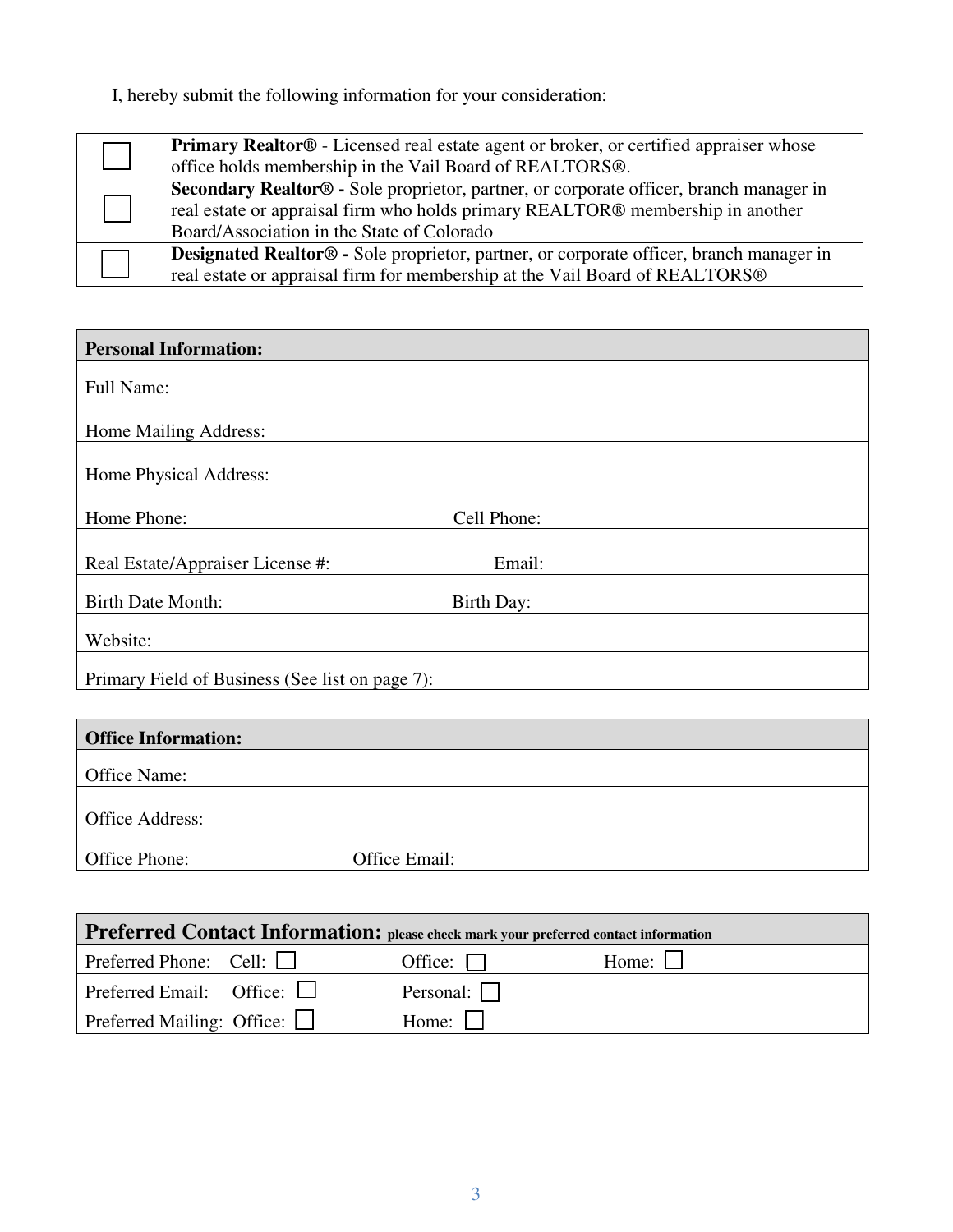I, hereby submit the following information for your consideration:

| | |
|---|---|
| ☐ | **Primary Realtor®** - Licensed real estate agent or broker, or certified appraiser whose office holds membership in the Vail Board of REALTORS®. |
| ☐ | **Secondary Realtor® -** Sole proprietor, partner, or corporate officer, branch manager in real estate or appraisal firm who holds primary REALTOR® membership in another Board/Association in the State of Colorado |
| ☐ | **Designated Realtor® -** Sole proprietor, partner, or corporate officer, branch manager in real estate or appraisal firm for membership at the Vail Board of REALTORS® |

| **Personal Information:** | |
|---|---|
| Full Name: | |
| Home Mailing Address: | |
| Home Physical Address: | |
| Home Phone: | Cell Phone: |
| Real Estate/Appraiser License #: | Email: |
| Birth Date Month: | Birth Day: |
| Website: | |
| Primary Field of Business (See list on page 7): | |

| **Office Information:** | |
|---|---|
| Office Name: | |
| Office Address: | |
| Office Phone: | Office Email: |

| **Preferred Contact Information:** please check mark your preferred contact information | | |
|---|---|---|
| Preferred Phone: Cell: ☐ | Office: ☐ | Home: ☐ |
| Preferred Email: Office: ☐ | Personal: ☐ | |
| Preferred Mailing: Office: ☐ | Home: ☐ | |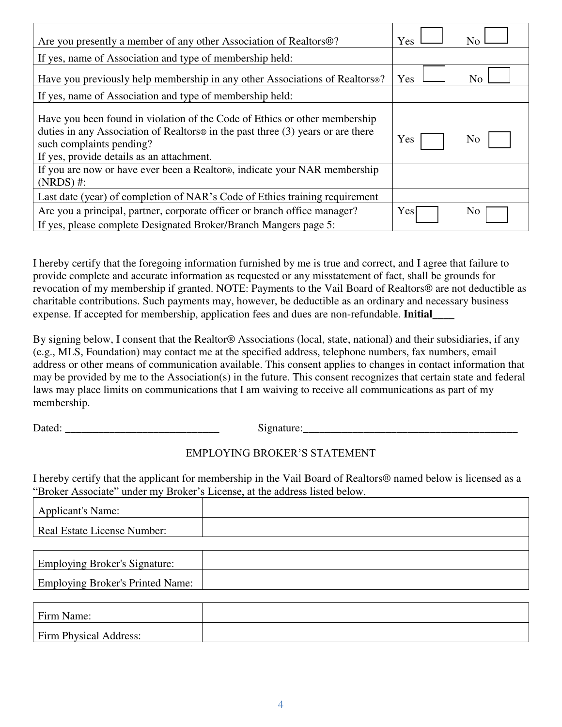| | |
|---|---|
| Are you presently a member of any other Association of Realtors®? | Yes ☐ No ☐ |
| If yes, name of Association and type of membership held: | |
| Have you previously help membership in any other Associations of Realtors®? | Yes ☐ No ☐ |
| If yes, name of Association and type of membership held: | |
| Have you been found in violation of the Code of Ethics or other membership duties in any Association of Realtors® in the past three (3) years or are there such complaints pending?<br>If yes, provide details as an attachment. | Yes ☐ No ☐ |
| If you are now or have ever been a Realtor®, indicate your NAR membership (NRDS) #: | |
| Last date (year) of completion of NAR's Code of Ethics training requirement | |
| Are you a principal, partner, corporate officer or branch office manager?<br>If yes, please complete Designated Broker/Branch Mangers page 5: | Yes ☐ No ☐ |

I hereby certify that the foregoing information furnished by me is true and correct, and I agree that failure to provide complete and accurate information as requested or any misstatement of fact, shall be grounds for revocation of my membership if granted. NOTE: Payments to the Vail Board of Realtors® are not deductible as charitable contributions. Such payments may, however, be deductible as an ordinary and necessary business expense. If accepted for membership, application fees and dues are non-refundable. **Initial____**

By signing below, I consent that the Realtor® Associations (local, state, national) and their subsidiaries, if any (e.g., MLS, Foundation) may contact me at the specified address, telephone numbers, fax numbers, email address or other means of communication available. This consent applies to changes in contact information that may be provided by me to the Association(s) in the future. This consent recognizes that certain state and federal laws may place limits on communications that I am waiving to receive all communications as part of my membership.

Dated: ____________________________ Signature:________________________________________

## EMPLOYING BROKER'S STATEMENT

I hereby certify that the applicant for membership in the Vail Board of Realtors® named below is licensed as a "Broker Associate" under my Broker's License, at the address listed below.

| | |
|---|---|
| Applicant's Name: | |
| Real Estate License Number: | |
| | |
| Employing Broker's Signature: | |
| Employing Broker's Printed Name: | |

| | |
|---|---|
| Firm Name: | |
| Firm Physical Address: | |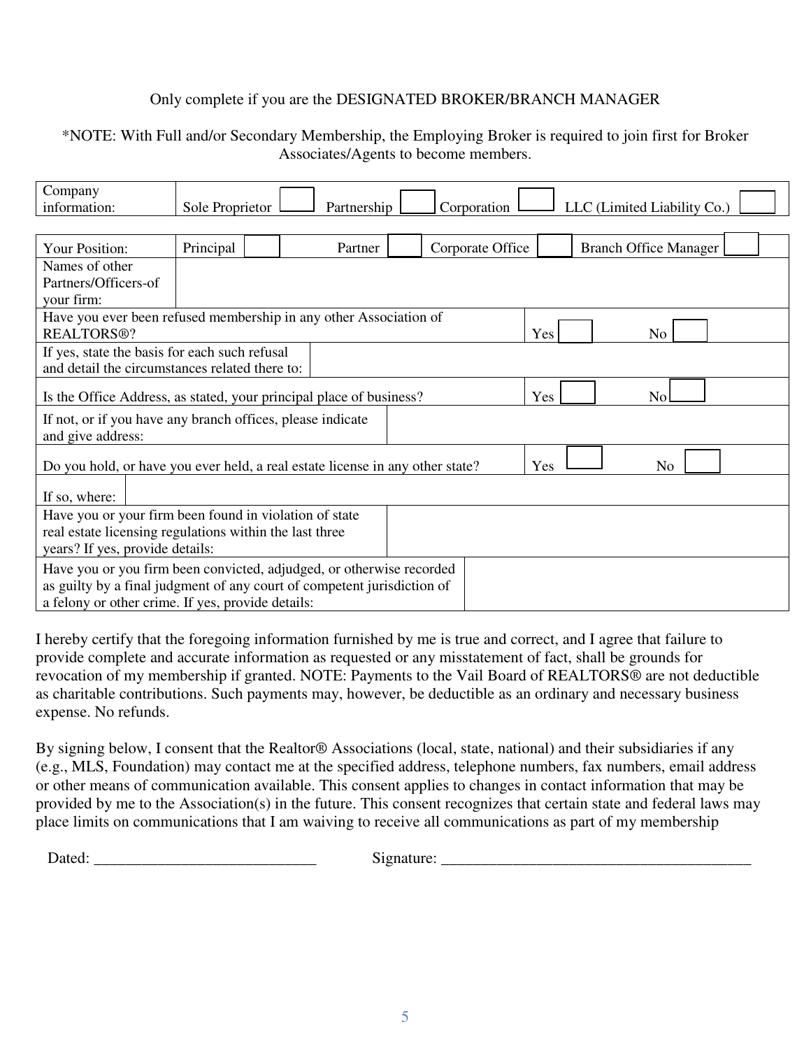Only complete if you are the DESIGNATED BROKER/BRANCH MANAGER

*NOTE: With Full and/or Secondary Membership, the Employing Broker is required to join first for Broker Associates/Agents to become members.

| Company information: | Sole Proprietor ☐ | Partnership ☐ | Corporation ☐ | LLC (Limited Liability Co.) ☐ |
|---|---|---|---|---|

| Your Position: | Principal ☐ | Partner ☐ | Corporate Office ☐ | Branch Office Manager ☐ |
|---|---|---|---|---|
| Names of other Partners/Officers-of your firm: | | | | |
| Have you ever been refused membership in any other Association of REALTORS®? | | | Yes ☐ | No ☐ |
| If yes, state the basis for each such refusal and detail the circumstances related there to: | | | | |
| Is the Office Address, as stated, your principal place of business? | | | Yes ☐ | No ☐ |
| If not, or if you have any branch offices, please indicate and give address: | | | | |
| Do you hold, or have you ever held, a real estate license in any other state? | | | Yes ☐ | No ☐ |
| If so, where: | | | | |
| Have you or your firm been found in violation of state real estate licensing regulations within the last three years? If yes, provide details: | | | | |
| Have you or you firm been convicted, adjudged, or otherwise recorded as guilty by a final judgment of any court of competent jurisdiction of a felony or other crime. If yes, provide details: | | | | |

I hereby certify that the foregoing information furnished by me is true and correct, and I agree that failure to provide complete and accurate information as requested or any misstatement of fact, shall be grounds for revocation of my membership if granted. NOTE: Payments to the Vail Board of REALTORS® are not deductible as charitable contributions. Such payments may, however, be deductible as an ordinary and necessary business expense. No refunds.

By signing below, I consent that the Realtor® Associations (local, state, national) and their subsidiaries if any (e.g., MLS, Foundation) may contact me at the specified address, telephone numbers, fax numbers, email address or other means of communication available. This consent applies to changes in contact information that may be provided by me to the Association(s) in the future. This consent recognizes that certain state and federal laws may place limits on communications that I am waiving to receive all communications as part of my membership

Dated: ____________________________ Signature: ________________________________________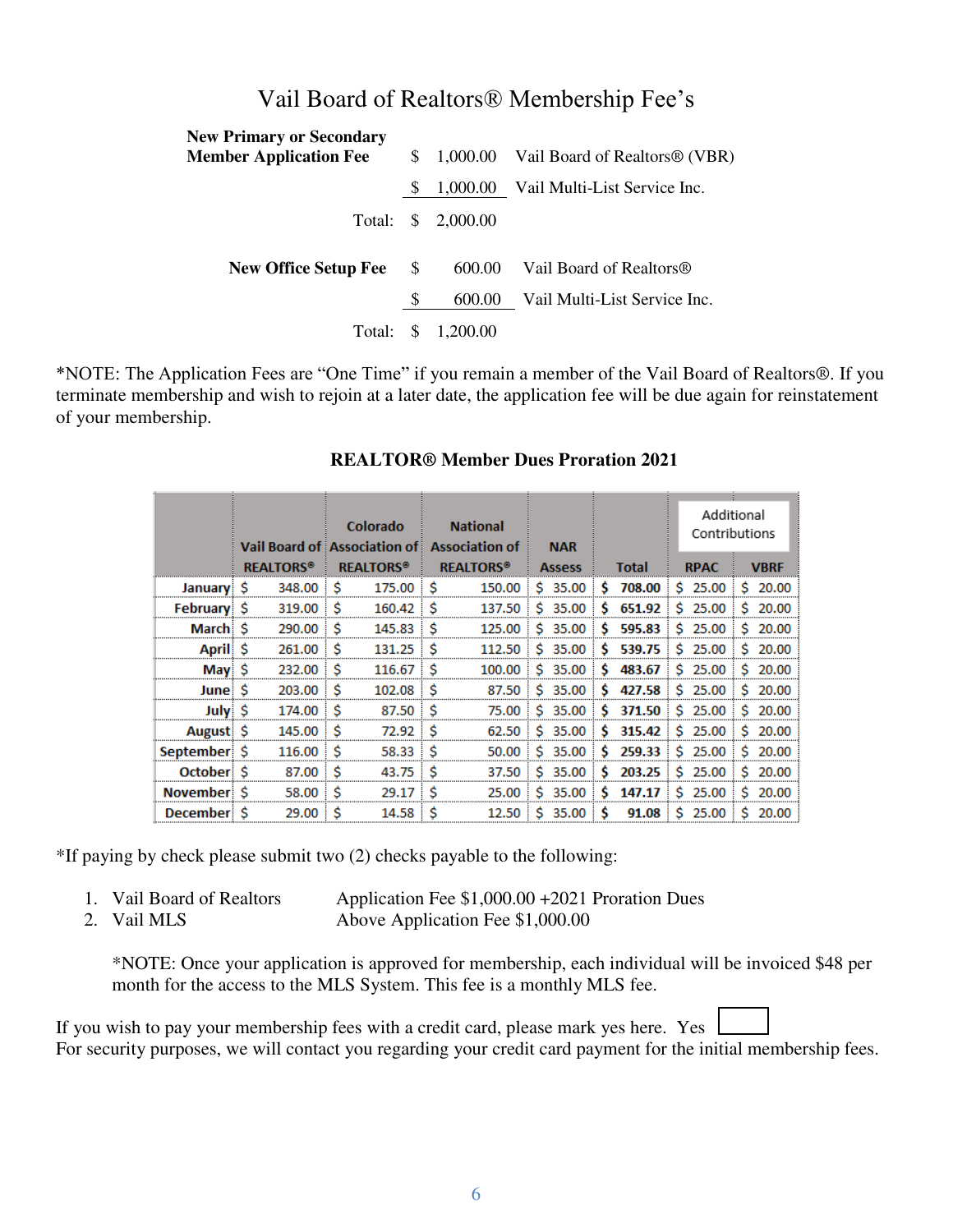# Vail Board of Realtors® Membership Fee's

| | | |
|---|---|---|
| **New Primary or Secondary Member Application Fee** | $ 1,000.00 | Vail Board of Realtors® (VBR) |
| | $ 1,000.00 | Vail Multi-List Service Inc. |
| Total: | $ 2,000.00 | |
| **New Office Setup Fee** | $ 600.00 | Vail Board of Realtors® |
| | $ 600.00 | Vail Multi-List Service Inc. |
| Total: | $ 1,200.00 | |

*NOTE: The Application Fees are "One Time" if you remain a member of the Vail Board of Realtors®. If you terminate membership and wish to rejoin at a later date, the application fee will be due again for reinstatement of your membership.

**REALTOR® Member Dues Proration 2021**

| | Vail Board of REALTORS® | Colorado Association of REALTORS® | National Association of REALTORS® | NAR Assess | Total | Additional Contributions | |
|---|---|---|---|---|---|---|---|
| | | | | | | RPAC | VBRF |
| **January** | $ 348.00 | $ 175.00 | $ 150.00 | $ 35.00 | **$ 708.00** | $ 25.00 | $ 20.00 |
| **February** | $ 319.00 | $ 160.42 | $ 137.50 | $ 35.00 | **$ 651.92** | $ 25.00 | $ 20.00 |
| **March** | $ 290.00 | $ 145.83 | $ 125.00 | $ 35.00 | **$ 595.83** | $ 25.00 | $ 20.00 |
| **April** | $ 261.00 | $ 131.25 | $ 112.50 | $ 35.00 | **$ 539.75** | $ 25.00 | $ 20.00 |
| **May** | $ 232.00 | $ 116.67 | $ 100.00 | $ 35.00 | **$ 483.67** | $ 25.00 | $ 20.00 |
| **June** | $ 203.00 | $ 102.08 | $ 87.50 | $ 35.00 | **$ 427.58** | $ 25.00 | $ 20.00 |
| **July** | $ 174.00 | $ 87.50 | $ 75.00 | $ 35.00 | **$ 371.50** | $ 25.00 | $ 20.00 |
| **August** | $ 145.00 | $ 72.92 | $ 62.50 | $ 35.00 | **$ 315.42** | $ 25.00 | $ 20.00 |
| **September** | $ 116.00 | $ 58.33 | $ 50.00 | $ 35.00 | **$ 259.33** | $ 25.00 | $ 20.00 |
| **October** | $ 87.00 | $ 43.75 | $ 37.50 | $ 35.00 | **$ 203.25** | $ 25.00 | $ 20.00 |
| **November** | $ 58.00 | $ 29.17 | $ 25.00 | $ 35.00 | **$ 147.17** | $ 25.00 | $ 20.00 |
| **December** | $ 29.00 | $ 14.58 | $ 12.50 | $ 35.00 | **$ 91.08** | $ 25.00 | $ 20.00 |

*If paying by check please submit two (2) checks payable to the following:

1. Vail Board of Realtors — Application Fee $1,000.00 +2021 Proration Dues
2. Vail MLS — Above Application Fee $1,000.00

*NOTE: Once your application is approved for membership, each individual will be invoiced $48 per month for the access to the MLS System. This fee is a monthly MLS fee.

If you wish to pay your membership fees with a credit card, please mark yes here. Yes ☐
For security purposes, we will contact you regarding your credit card payment for the initial membership fees.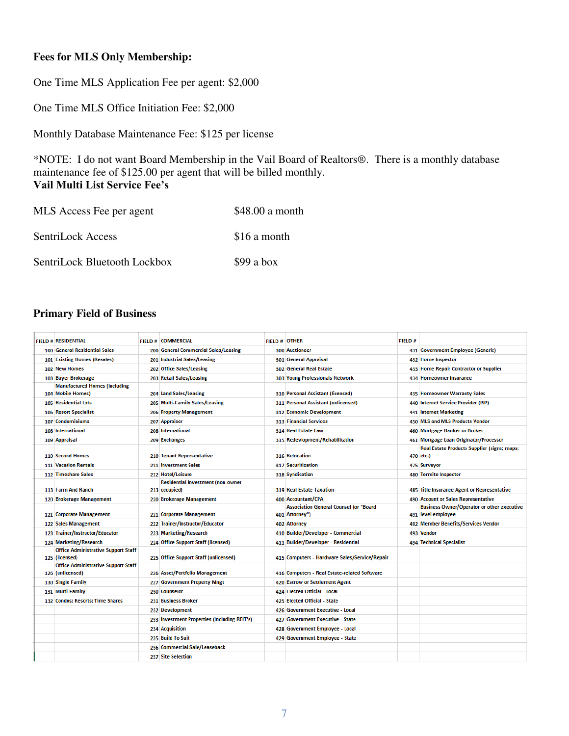**Fees for MLS Only Membership:**

One Time MLS Application Fee per agent: $2,000

One Time MLS Office Initiation Fee: $2,000

Monthly Database Maintenance Fee: $125 per license

*NOTE: I do not want Board Membership in the Vail Board of Realtors®. There is a monthly database maintenance fee of $125.00 per agent that will be billed monthly.

**Vail Multi List Service Fee's**

| | |
|---|---|
| MLS Access Fee per agent | $48.00 a month |
| SentriLock Access | $16 a month |
| SentriLock Bluetooth Lockbox | $99 a box |

## Primary Field of Business

| FIELD # | RESIDENTIAL | FIELD # | COMMERCIAL | FIELD # | OTHER | FIELD # | |
|---|---|---|---|---|---|---|---|
| 100 | General Residential Sales | 200 | General Commercial Sales/Leasing | 300 | Auctioneer | 431 | Government Employee (Generic) |
| 101 | Existing Homes (Resales) | 201 | Industrial Sales/Leasing | 301 | General Appraisal | 432 | Home Inspector |
| 102 | New Homes | 202 | Office Sales/Leasing | 302 | General Real Estate | 433 | Home Repair Contractor or Supplier |
| 103 | Buyer Brokerage | 203 | Retail Sales/Leasing | 303 | Young Professionals Network | 434 | Homeowner Insurance |
| 104 | Manufactured Homes (including Mobile Homes) | 204 | Land Sales/Leasing | 310 | Personal Assistant (licensed) | 435 | Homeowner Warranty Sales |
| 105 | Residential Lots | 205 | Multi-Family Sales/Leasing | 311 | Personal Assistant (unlicensed) | 440 | Internet Service Provider (ISP) |
| 106 | Resort Specialist | 206 | Property Management | 312 | Economic Development | 441 | Internet Marketing |
| 107 | Condominiums | 207 | Appraiser | 313 | Financial Services | 450 | MLS and MLS Products Vendor |
| 108 | International | 208 | International | 314 | Real Estate Law | 460 | Mortgage Banker or Broker |
| 109 | Appraisal | 209 | Exchanges | 315 | Redevelopment/Rehabilitation | 461 | Mortgage Loan Originator/Processor |
| 110 | Second Homes | 210 | Tenant Representative | 316 | Relocation | 470 | Real Estate Products Supplier (signs; maps; etc.) |
| 111 | Vacation Rentals | 211 | Investment Sales | 317 | Securitization | 475 | Surveyor |
| 112 | Timeshare Sales | 212 | Hotel/Leisure | 318 | Syndication | 480 | Termite Inspector |
| 113 | Farm And Ranch | 213 | Residential Investment (non-owner occupied) | 319 | Real Estate Taxation | 485 | Title Insurance Agent or Representative |
| 120 | Brokerage Management | 220 | Brokerage Management | 400 | Accountant/CPA | 490 | Account or Sales Representative |
| 121 | Corporate Management | 221 | Corporate Management | 401 | Association General Counsel (or "Board Attorney") | 491 | Business Owner/Operator or other executive level employee |
| 122 | Sales Management | 222 | Trainer/Instructor/Educator | 402 | Attorney | 492 | Member Benefits/Services Vendor |
| 123 | Trainer/Instructor/Educator | 223 | Marketing/Research | 410 | Builder/Developer - Commercial | 493 | Vendor |
| 124 | Marketing/Research | 224 | Office Support Staff (licensed) | 411 | Builder/Developer - Residential | 494 | Technical Specialist |
| 125 | Office Administrative Support Staff (licensed) | 225 | Office Support Staff (unlicensed) | 415 | Computers - Hardware Sales/Service/Repair | | |
| 126 | Office Administrative Support Staff (unlicensed) | 226 | Asset/Portfolio Management | 416 | Computers - Real Estate-related Software | | |
| 130 | Single Family | 227 | Government Property Mngt | 420 | Escrow or Settlement Agent | | |
| 131 | Multi-Family | 230 | Counselor | 424 | Elected Official - Local | | |
| 132 | Condos; Resorts; Time Shares | 231 | Business Broker | 425 | Elected Official - State | | |
| | | 232 | Development | 426 | Government Executive - Local | | |
| | | 233 | Investment Properties (including REIT's) | 427 | Government Executive - State | | |
| | | 234 | Acquisition | 428 | Government Employee - Local | | |
| | | 235 | Build To Suit | 429 | Government Employee - State | | |
| | | 236 | Commercial Sale/Leaseback | | | | |
| | | 237 | Site Selection | | | | |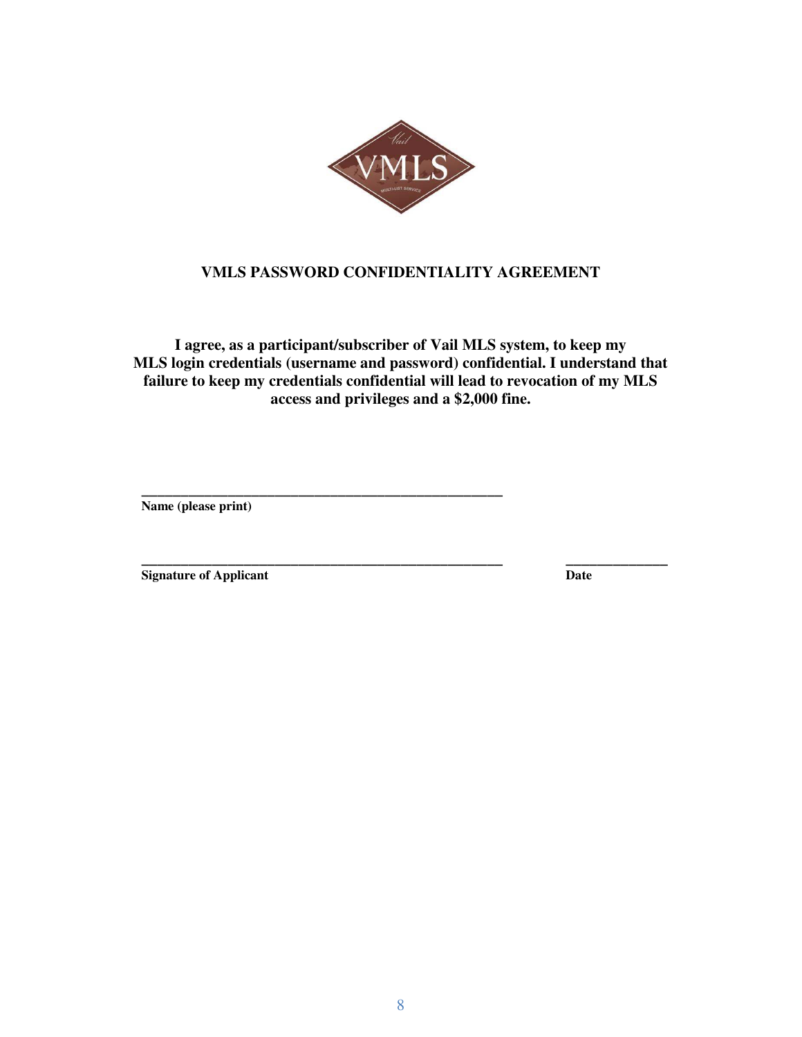# VMLS PASSWORD CONFIDENTIALITY AGREEMENT

**I agree, as a participant/subscriber of Vail MLS system, to keep my MLS login credentials (username and password) confidential. I understand that failure to keep my credentials confidential will lead to revocation of my MLS access and privileges and a $2,000 fine.**

______________________________________________
**Name (please print)**

______________________________________________ ______________
**Signature of Applicant** **Date**